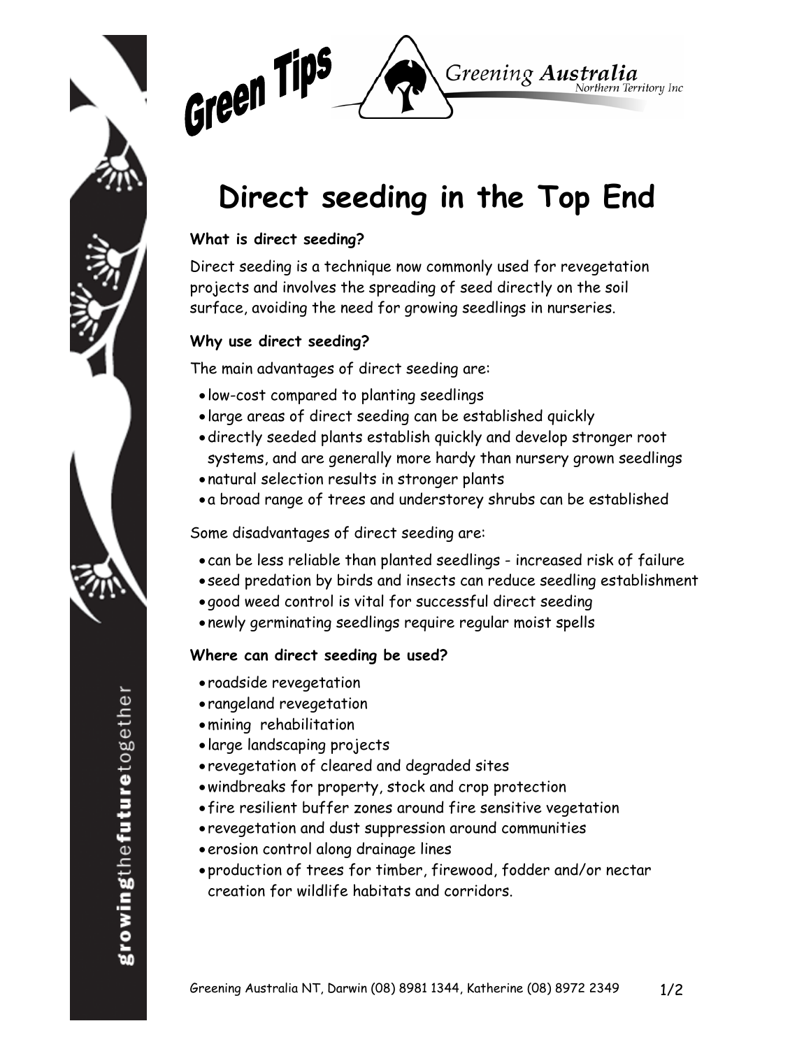Green Tips

Greening Australia Northern Territory Inc

# Direct seeding in the Top End

**What is direct seeding?**

Direct seeding is a technique now commonly used for revegetation projects and involves the spreading of seed directly on the soil surface, avoiding the need for growing seedlings in nurseries.

**Why use direct seeding?**

The main advantages of direct seeding are:

- low-cost compared to planting seedlings
- large areas of direct seeding can be established quickly
- directly seeded plants establish quickly and develop stronger root systems, and are generally more hardy than nursery grown seedlings
- natural selection results in stronger plants
- a broad range of trees and understorey shrubs can be established

Some disadvantages of direct seeding are:

- can be less reliable than planted seedlings - increased risk of failure
- seed predation by birds and insects can reduce seedling establishment
- good weed control is vital for successful direct seeding
- newly germinating seedlings require regular moist spells

**Where can direct seeding be used?**

- roadside revegetation
- rangeland revegetation
- mining rehabilitation
- large landscaping projects
- revegetation of cleared and degraded sites
- windbreaks for property, stock and crop protection
- fire resilient buffer zones around fire sensitive vegetation
- revegetation and dust suppression around communities
- erosion control along drainage lines
- production of trees for timber, firewood, fodder and/or nectar creation for wildlife habitats and corridors.

Greening Australia NT, Darwin (08) 8981 1344, Katherine (08) 8972 2349

growingthefuturetogether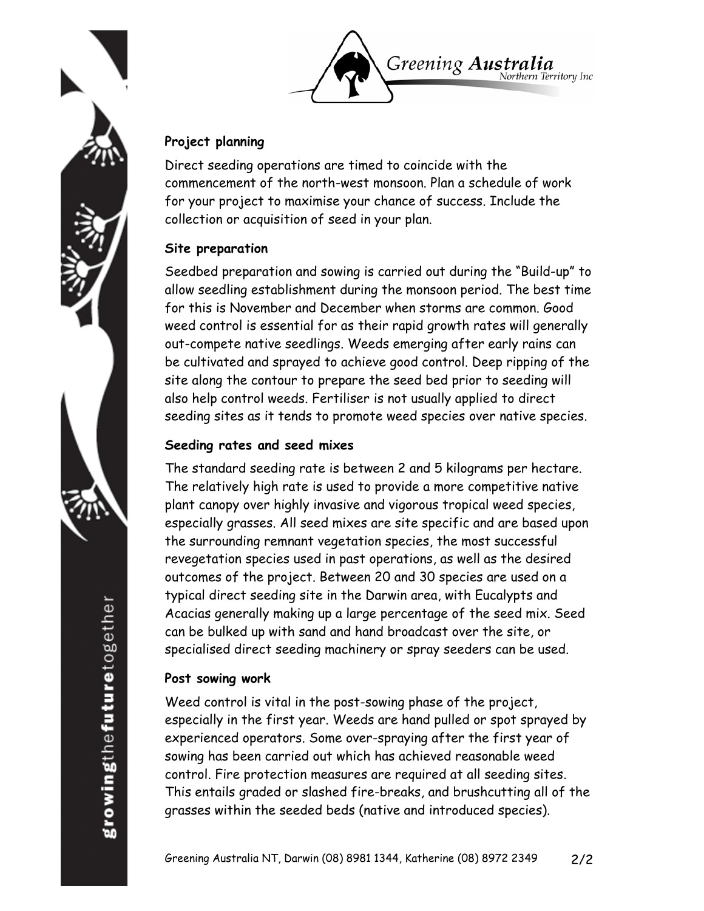## Project planning

Direct seeding operations are timed to coincide with the commencement of the north-west monsoon. Plan a schedule of work for your project to maximise your chance of success. Include the collection or acquisition of seed in your plan.

## Site preparation

Seedbed preparation and sowing is carried out during the "Build-up" to allow seedling establishment during the monsoon period. The best time for this is November and December when storms are common. Good weed control is essential for as their rapid growth rates will generally out-compete native seedlings. Weeds emerging after early rains can be cultivated and sprayed to achieve good control. Deep ripping of the site along the contour to prepare the seed bed prior to seeding will also help control weeds. Fertiliser is not usually applied to direct seeding sites as it tends to promote weed species over native species.

## Seeding rates and seed mixes

The standard seeding rate is between 2 and 5 kilograms per hectare. The relatively high rate is used to provide a more competitive native plant canopy over highly invasive and vigorous tropical weed species, especially grasses. All seed mixes are site specific and are based upon the surrounding remnant vegetation species, the most successful revegetation species used in past operations, as well as the desired outcomes of the project. Between 20 and 30 species are used on a typical direct seeding site in the Darwin area, with Eucalypts and Acacias generally making up a large percentage of the seed mix. Seed can be bulked up with sand and hand broadcast over the site, or specialised direct seeding machinery or spray seeders can be used.

## Post sowing work

Weed control is vital in the post-sowing phase of the project, especially in the first year. Weeds are hand pulled or spot sprayed by experienced operators. Some over-spraying after the first year of sowing has been carried out which has achieved reasonable weed control. Fire protection measures are required at all seeding sites. This entails graded or slashed fire-breaks, and brushcutting all of the grasses within the seeded beds (native and introduced species).

Greening Australia NT, Darwin (08) 8981 1344, Katherine (08) 8972 2349